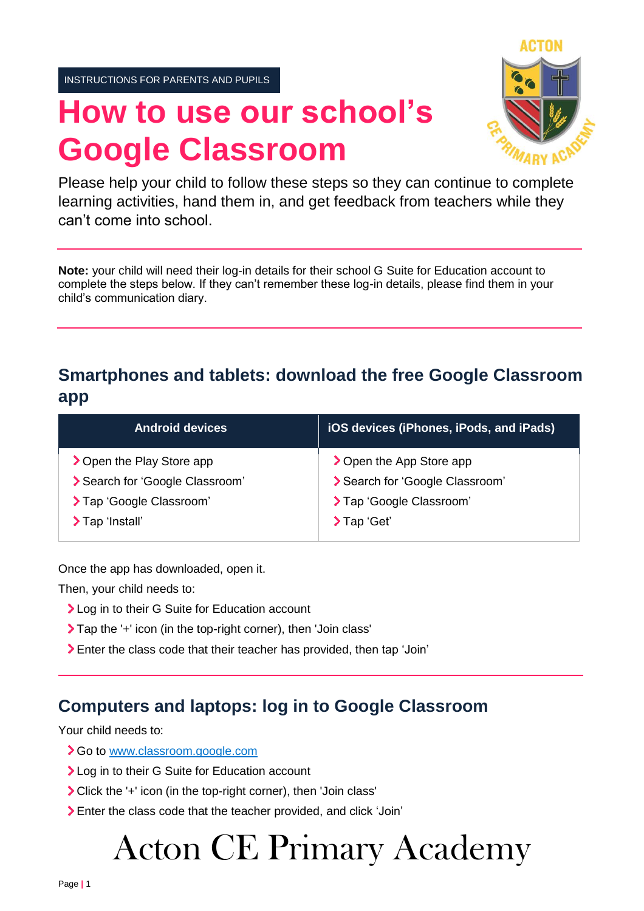INSTRUCTIONS FOR PARENTS AND PUPILS

# How to use our school's Google Classroom

Please help your child to follow these steps so they can continue to complete learning activities, hand them in, and get feedback from teachers while they can't come into school.

---

**Note:** your child will need their log-in details for their school G Suite for Education account to complete the steps below. If they can't remember these log-in details, please find them in your child's communication diary.

---

## Smartphones and tablets: download the free Google Classroom app

| Android devices | iOS devices (iPhones, iPods, and iPads) |
|---|---|
| Open the Play Store app | Open the App Store app |
| Search for 'Google Classroom' | Search for 'Google Classroom' |
| Tap 'Google Classroom' | Tap 'Google Classroom' |
| Tap 'Install' | Tap 'Get' |

Once the app has downloaded, open it.

Then, your child needs to:

- Log in to their G Suite for Education account
- Tap the '+' icon (in the top-right corner), then 'Join class'
- Enter the class code that their teacher has provided, then tap 'Join'

---

## Computers and laptops: log in to Google Classroom

Your child needs to:

- Go to [www.classroom.google.com](http://www.classroom.google.com)
- Log in to their G Suite for Education account
- Click the '+' icon (in the top-right corner), then 'Join class'
- Enter the class code that the teacher provided, and click 'Join'

Acton CE Primary Academy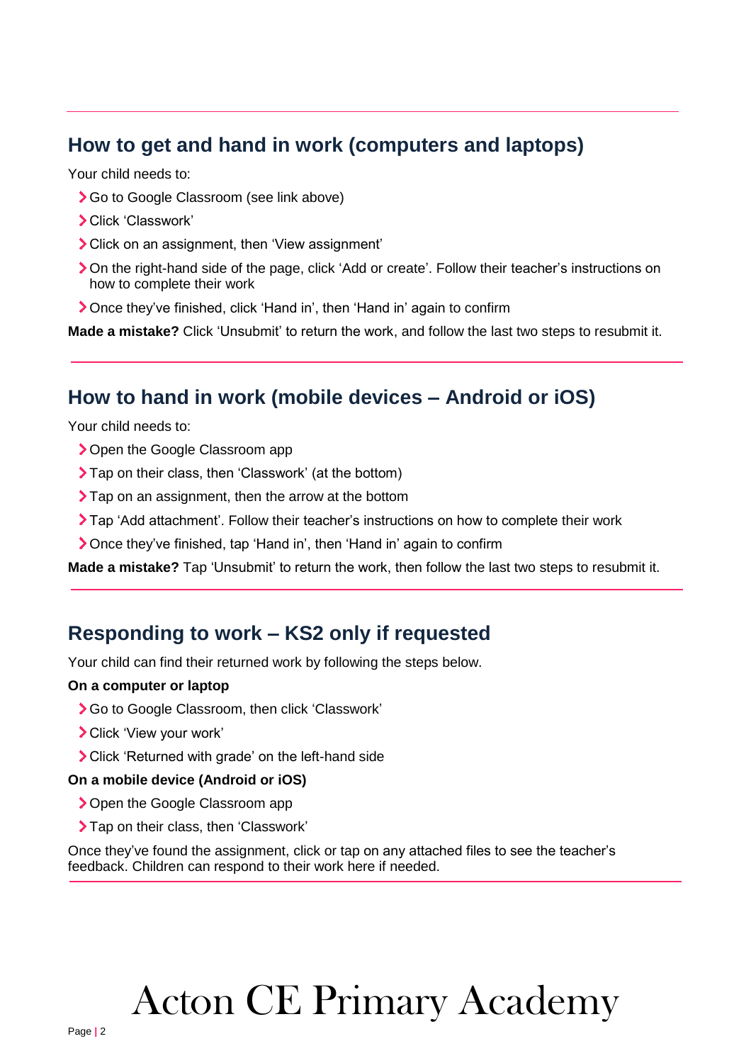## How to get and hand in work (computers and laptops)

Your child needs to:

- Go to Google Classroom (see link above)
- Click 'Classwork'
- Click on an assignment, then 'View assignment'
- On the right-hand side of the page, click 'Add or create'. Follow their teacher's instructions on how to complete their work
- Once they've finished, click 'Hand in', then 'Hand in' again to confirm

**Made a mistake?** Click 'Unsubmit' to return the work, and follow the last two steps to resubmit it.

## How to hand in work (mobile devices – Android or iOS)

Your child needs to:

- Open the Google Classroom app
- Tap on their class, then 'Classwork' (at the bottom)
- Tap on an assignment, then the arrow at the bottom
- Tap 'Add attachment'. Follow their teacher's instructions on how to complete their work
- Once they've finished, tap 'Hand in', then 'Hand in' again to confirm

**Made a mistake?** Tap 'Unsubmit' to return the work, then follow the last two steps to resubmit it.

## Responding to work – KS2 only if requested

Your child can find their returned work by following the steps below.

**On a computer or laptop**

- Go to Google Classroom, then click 'Classwork'
- Click 'View your work'
- Click 'Returned with grade' on the left-hand side

**On a mobile device (Android or iOS)**

- Open the Google Classroom app
- Tap on their class, then 'Classwork'

Once they've found the assignment, click or tap on any attached files to see the teacher's feedback. Children can respond to their work here if needed.

Acton CE Primary Academy